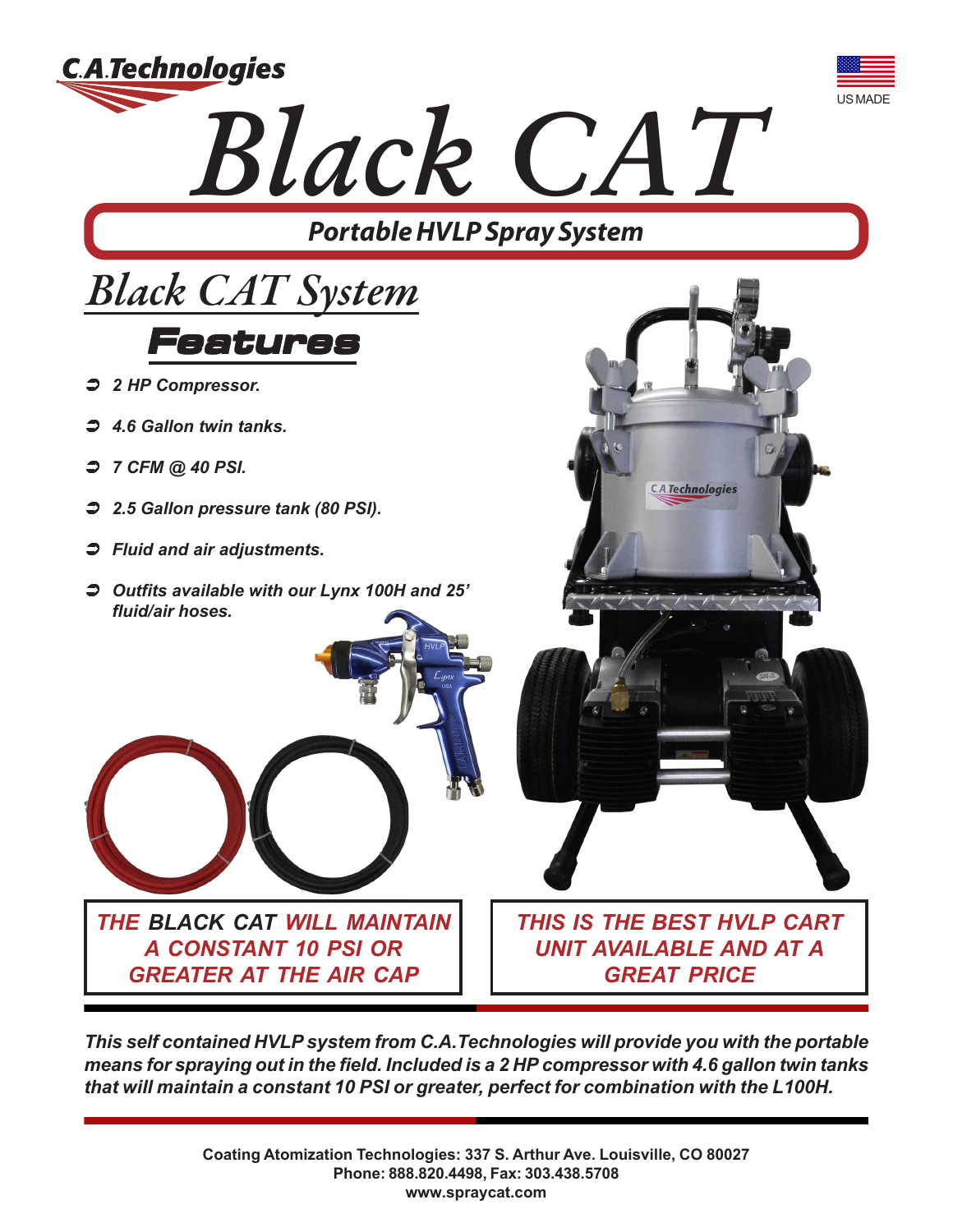C.A.Technologies

US MADE

# Black CAT

## Portable HVLP Spray System

## Black CAT System

### Features

- *2 HP Compressor.*
- *4.6 Gallon twin tanks.*
- *7 CFM @ 40 PSI.*
- *2.5 Gallon pressure tank (80 PSI).*
- *Fluid and air adjustments.*
- *Outfits available with our Lynx 100H and 25' fluid/air hoses.*

***THE BLACK CAT WILL MAINTAIN A CONSTANT 10 PSI OR GREATER AT THE AIR CAP***

***THIS IS THE BEST HVLP CART UNIT AVAILABLE AND AT A GREAT PRICE***

***This self contained HVLP system from C.A.Technologies will provide you with the portable means for spraying out in the field. Included is a 2 HP compressor with 4.6 gallon twin tanks that will maintain a constant 10 PSI or greater, perfect for combination with the L100H.***

**Coating Atomization Technologies: 337 S. Arthur Ave. Louisville, CO 80027**
**Phone: 888.820.4498, Fax: 303.438.5708**
**www.spraycat.com**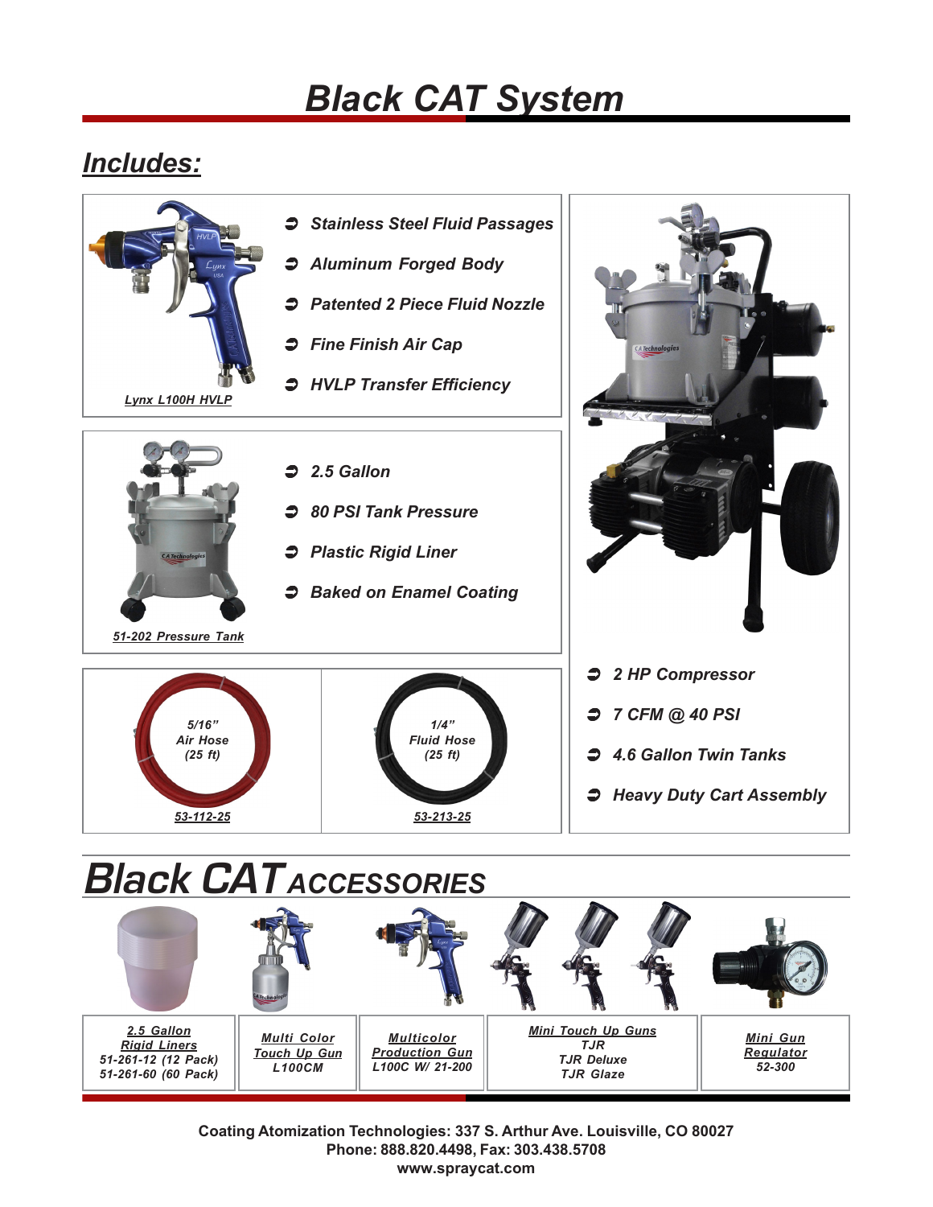# Black CAT System

## Includes:

**Lynx L100H HVLP**

- Stainless Steel Fluid Passages
- Aluminum Forged Body
- Patented 2 Piece Fluid Nozzle
- Fine Finish Air Cap
- HVLP Transfer Efficiency

**51-202 Pressure Tank**

- 2.5 Gallon
- 80 PSI Tank Pressure
- Plastic Rigid Liner
- Baked on Enamel Coating

5/16" Air Hose (25 ft)
**53-112-25**

1/4" Fluid Hose (25 ft)
**53-213-25**

- 2 HP Compressor
- 7 CFM @ 40 PSI
- 4.6 Gallon Twin Tanks
- Heavy Duty Cart Assembly

# Black CAT ACCESSORIES

| | | | | |
|---|---|---|---|---|
| **2.5 Gallon Rigid Liners**<br>51-261-12 (12 Pack)<br>51-261-60 (60 Pack) | **Multi Color Touch Up Gun**<br>L100CM | **Multicolor Production Gun**<br>L100C W/ 21-200 | **Mini Touch Up Guns**<br>TJR<br>TJR Deluxe<br>TJR Glaze | **Mini Gun Regulator**<br>52-300 |

Coating Atomization Technologies: 337 S. Arthur Ave. Louisville, CO 80027
Phone: 888.820.4498, Fax: 303.438.5708
www.spraycat.com